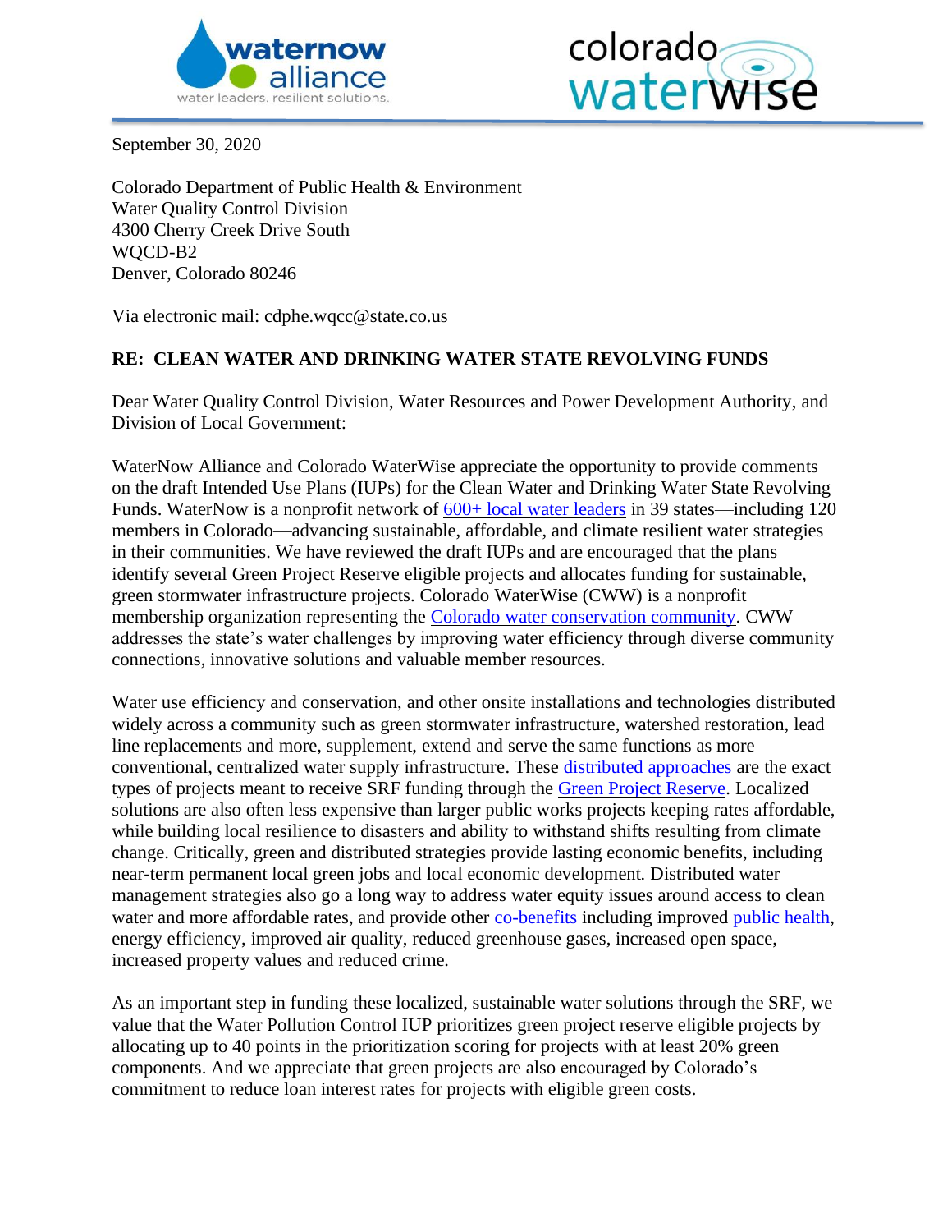September 30, 2020

Colorado Department of Public Health & Environment
Water Quality Control Division
4300 Cherry Creek Drive South
WQCD-B2
Denver, Colorado 80246

Via electronic mail: cdphe.wqcc@state.co.us

**RE: CLEAN WATER AND DRINKING WATER STATE REVOLVING FUNDS**

Dear Water Quality Control Division, Water Resources and Power Development Authority, and Division of Local Government:

WaterNow Alliance and Colorado WaterWise appreciate the opportunity to provide comments on the draft Intended Use Plans (IUPs) for the Clean Water and Drinking Water State Revolving Funds. WaterNow is a nonprofit network of 600+ local water leaders in 39 states—including 120 members in Colorado—advancing sustainable, affordable, and climate resilient water strategies in their communities. We have reviewed the draft IUPs and are encouraged that the plans identify several Green Project Reserve eligible projects and allocates funding for sustainable, green stormwater infrastructure projects. Colorado WaterWise (CWW) is a nonprofit membership organization representing the Colorado water conservation community. CWW addresses the state's water challenges by improving water efficiency through diverse community connections, innovative solutions and valuable member resources.

Water use efficiency and conservation, and other onsite installations and technologies distributed widely across a community such as green stormwater infrastructure, watershed restoration, lead line replacements and more, supplement, extend and serve the same functions as more conventional, centralized water supply infrastructure. These distributed approaches are the exact types of projects meant to receive SRF funding through the Green Project Reserve. Localized solutions are also often less expensive than larger public works projects keeping rates affordable, while building local resilience to disasters and ability to withstand shifts resulting from climate change. Critically, green and distributed strategies provide lasting economic benefits, including near-term permanent local green jobs and local economic development. Distributed water management strategies also go a long way to address water equity issues around access to clean water and more affordable rates, and provide other co-benefits including improved public health, energy efficiency, improved air quality, reduced greenhouse gases, increased open space, increased property values and reduced crime.

As an important step in funding these localized, sustainable water solutions through the SRF, we value that the Water Pollution Control IUP prioritizes green project reserve eligible projects by allocating up to 40 points in the prioritization scoring for projects with at least 20% green components. And we appreciate that green projects are also encouraged by Colorado's commitment to reduce loan interest rates for projects with eligible green costs.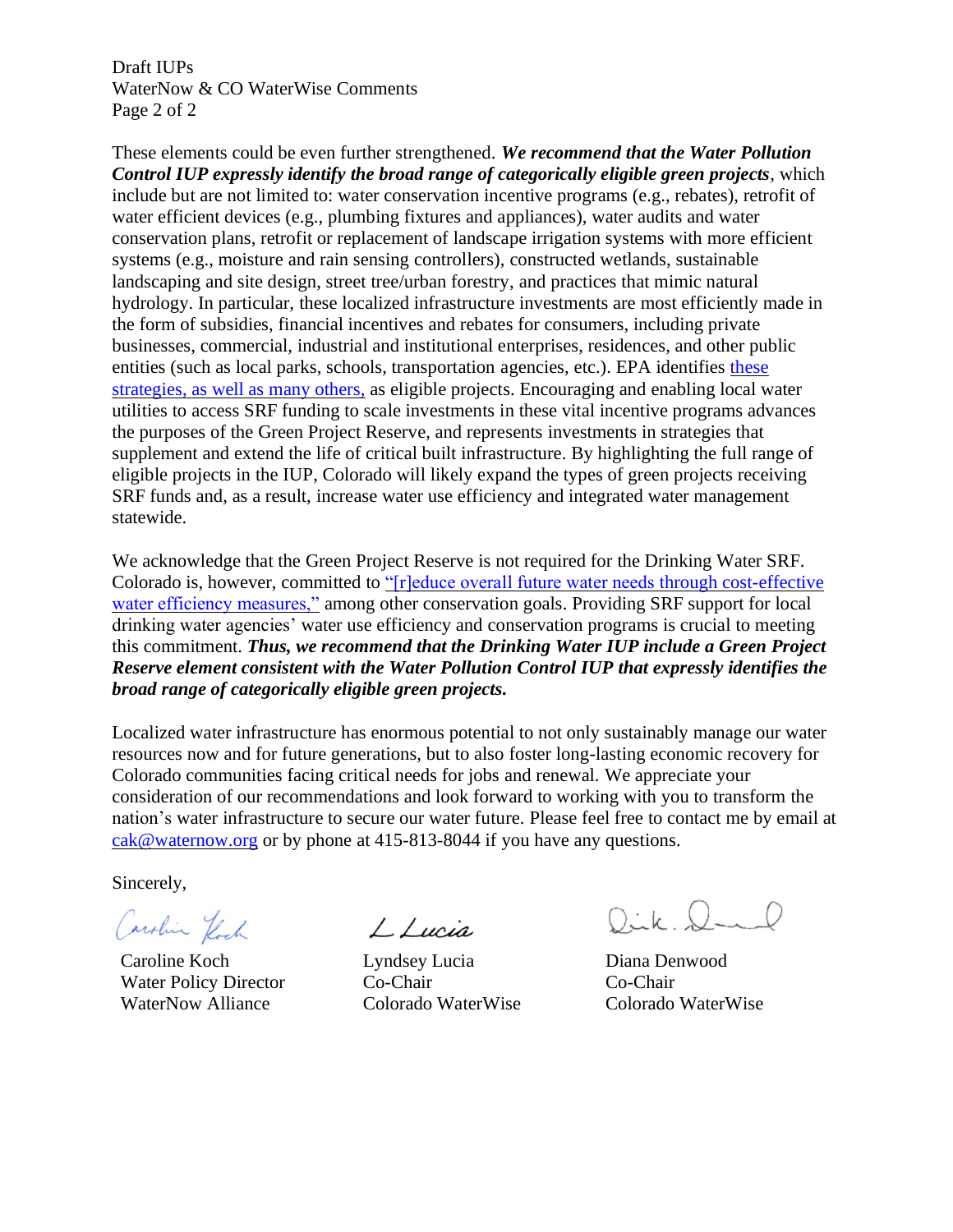These elements could be even further strengthened. ***We recommend that the Water Pollution Control IUP expressly identify the broad range of categorically eligible green projects***, which include but are not limited to: water conservation incentive programs (e.g., rebates), retrofit of water efficient devices (e.g., plumbing fixtures and appliances), water audits and water conservation plans, retrofit or replacement of landscape irrigation systems with more efficient systems (e.g., moisture and rain sensing controllers), constructed wetlands, sustainable landscaping and site design, street tree/urban forestry, and practices that mimic natural hydrology. In particular, these localized infrastructure investments are most efficiently made in the form of subsidies, financial incentives and rebates for consumers, including private businesses, commercial, industrial and institutional enterprises, residences, and other public entities (such as local parks, schools, transportation agencies, etc.). EPA identifies these strategies, as well as many others, as eligible projects. Encouraging and enabling local water utilities to access SRF funding to scale investments in these vital incentive programs advances the purposes of the Green Project Reserve, and represents investments in strategies that supplement and extend the life of critical built infrastructure. By highlighting the full range of eligible projects in the IUP, Colorado will likely expand the types of green projects receiving SRF funds and, as a result, increase water use efficiency and integrated water management statewide.

We acknowledge that the Green Project Reserve is not required for the Drinking Water SRF. Colorado is, however, committed to "[r]educe overall future water needs through cost-effective water efficiency measures," among other conservation goals. Providing SRF support for local drinking water agencies' water use efficiency and conservation programs is crucial to meeting this commitment. ***Thus, we recommend that the Drinking Water IUP include a Green Project Reserve element consistent with the Water Pollution Control IUP that expressly identifies the broad range of categorically eligible green projects.***

Localized water infrastructure has enormous potential to not only sustainably manage our water resources now and for future generations, but to also foster long-lasting economic recovery for Colorado communities facing critical needs for jobs and renewal. We appreciate your consideration of our recommendations and look forward to working with you to transform the nation's water infrastructure to secure our water future. Please feel free to contact me by email at cak@waternow.org or by phone at 415-813-8044 if you have any questions.

Sincerely,

Caroline Koch
Water Policy Director
WaterNow Alliance

Lyndsey Lucia
Co-Chair
Colorado WaterWise

Diana Denwood
Co-Chair
Colorado WaterWise